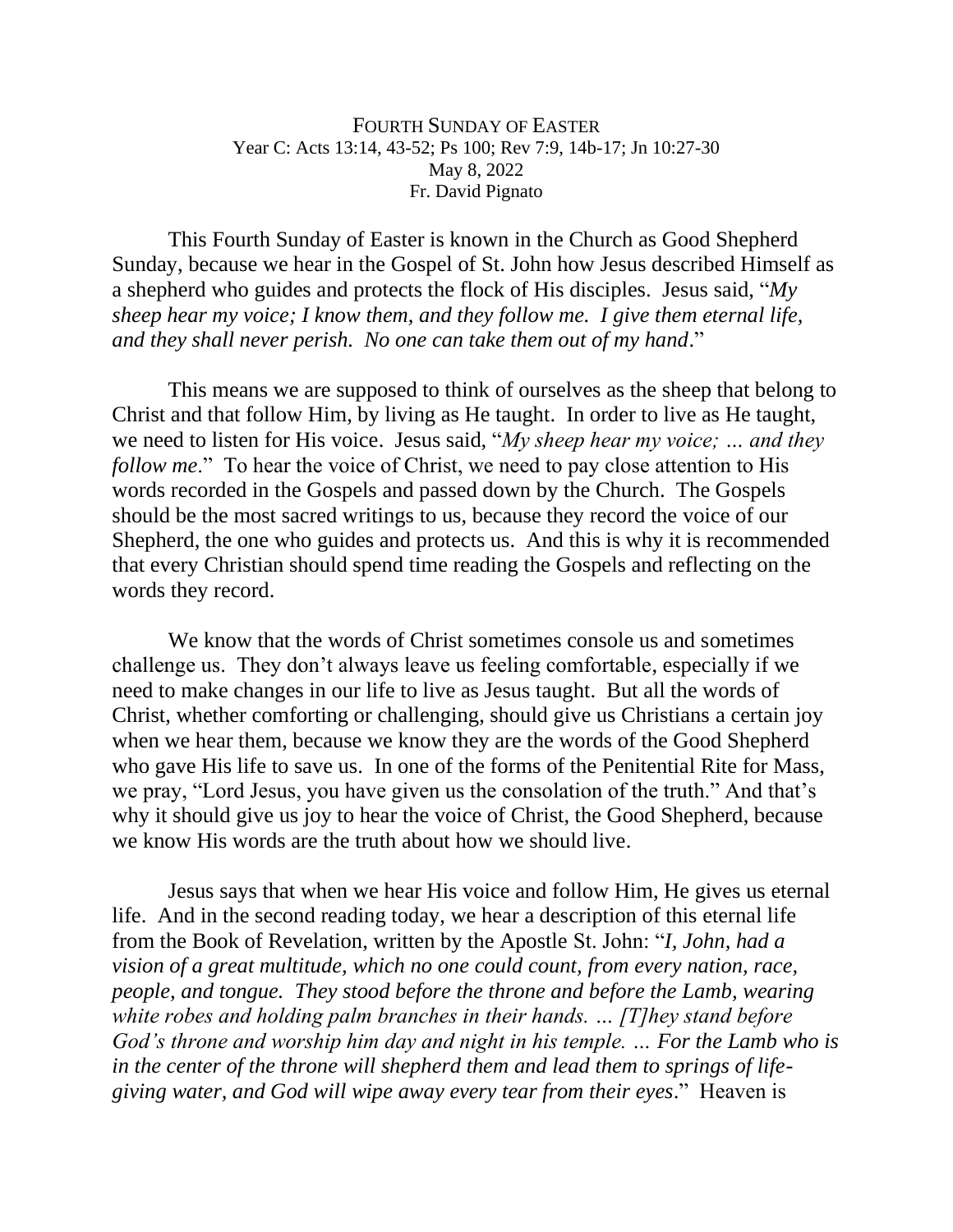FOURTH SUNDAY OF EASTER
Year C: Acts 13:14, 43-52; Ps 100; Rev 7:9, 14b-17; Jn 10:27-30
May 8, 2022
Fr. David Pignato

This Fourth Sunday of Easter is known in the Church as Good Shepherd Sunday, because we hear in the Gospel of St. John how Jesus described Himself as a shepherd who guides and protects the flock of His disciples. Jesus said, "*My sheep hear my voice; I know them, and they follow me. I give them eternal life, and they shall never perish. No one can take them out of my hand*."

This means we are supposed to think of ourselves as the sheep that belong to Christ and that follow Him, by living as He taught. In order to live as He taught, we need to listen for His voice. Jesus said, "*My sheep hear my voice; … and they follow me*." To hear the voice of Christ, we need to pay close attention to His words recorded in the Gospels and passed down by the Church. The Gospels should be the most sacred writings to us, because they record the voice of our Shepherd, the one who guides and protects us. And this is why it is recommended that every Christian should spend time reading the Gospels and reflecting on the words they record.

We know that the words of Christ sometimes console us and sometimes challenge us. They don't always leave us feeling comfortable, especially if we need to make changes in our life to live as Jesus taught. But all the words of Christ, whether comforting or challenging, should give us Christians a certain joy when we hear them, because we know they are the words of the Good Shepherd who gave His life to save us. In one of the forms of the Penitential Rite for Mass, we pray, "Lord Jesus, you have given us the consolation of the truth." And that's why it should give us joy to hear the voice of Christ, the Good Shepherd, because we know His words are the truth about how we should live.

Jesus says that when we hear His voice and follow Him, He gives us eternal life. And in the second reading today, we hear a description of this eternal life from the Book of Revelation, written by the Apostle St. John: "*I, John, had a vision of a great multitude, which no one could count, from every nation, race, people, and tongue. They stood before the throne and before the Lamb, wearing white robes and holding palm branches in their hands. … [T]hey stand before God's throne and worship him day and night in his temple. … For the Lamb who is in the center of the throne will shepherd them and lead them to springs of life-giving water, and God will wipe away every tear from their eyes*." Heaven is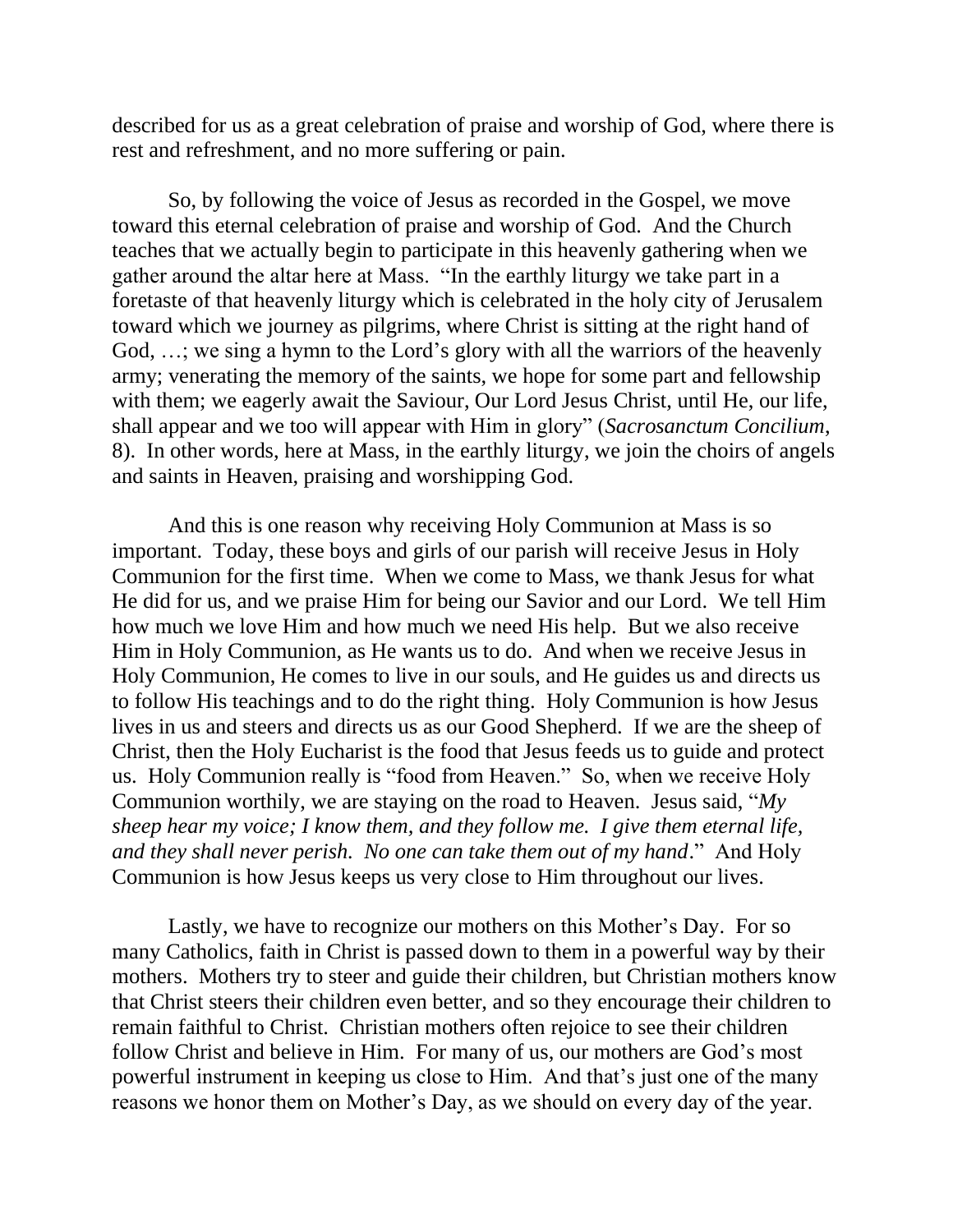described for us as a great celebration of praise and worship of God, where there is rest and refreshment, and no more suffering or pain.

So, by following the voice of Jesus as recorded in the Gospel, we move toward this eternal celebration of praise and worship of God. And the Church teaches that we actually begin to participate in this heavenly gathering when we gather around the altar here at Mass. "In the earthly liturgy we take part in a foretaste of that heavenly liturgy which is celebrated in the holy city of Jerusalem toward which we journey as pilgrims, where Christ is sitting at the right hand of God, …; we sing a hymn to the Lord's glory with all the warriors of the heavenly army; venerating the memory of the saints, we hope for some part and fellowship with them; we eagerly await the Saviour, Our Lord Jesus Christ, until He, our life, shall appear and we too will appear with Him in glory" (*Sacrosanctum Concilium*, 8). In other words, here at Mass, in the earthly liturgy, we join the choirs of angels and saints in Heaven, praising and worshipping God.

And this is one reason why receiving Holy Communion at Mass is so important. Today, these boys and girls of our parish will receive Jesus in Holy Communion for the first time. When we come to Mass, we thank Jesus for what He did for us, and we praise Him for being our Savior and our Lord. We tell Him how much we love Him and how much we need His help. But we also receive Him in Holy Communion, as He wants us to do. And when we receive Jesus in Holy Communion, He comes to live in our souls, and He guides us and directs us to follow His teachings and to do the right thing. Holy Communion is how Jesus lives in us and steers and directs us as our Good Shepherd. If we are the sheep of Christ, then the Holy Eucharist is the food that Jesus feeds us to guide and protect us. Holy Communion really is "food from Heaven." So, when we receive Holy Communion worthily, we are staying on the road to Heaven. Jesus said, "*My sheep hear my voice; I know them, and they follow me. I give them eternal life, and they shall never perish. No one can take them out of my hand*." And Holy Communion is how Jesus keeps us very close to Him throughout our lives.

Lastly, we have to recognize our mothers on this Mother's Day. For so many Catholics, faith in Christ is passed down to them in a powerful way by their mothers. Mothers try to steer and guide their children, but Christian mothers know that Christ steers their children even better, and so they encourage their children to remain faithful to Christ. Christian mothers often rejoice to see their children follow Christ and believe in Him. For many of us, our mothers are God's most powerful instrument in keeping us close to Him. And that's just one of the many reasons we honor them on Mother's Day, as we should on every day of the year.